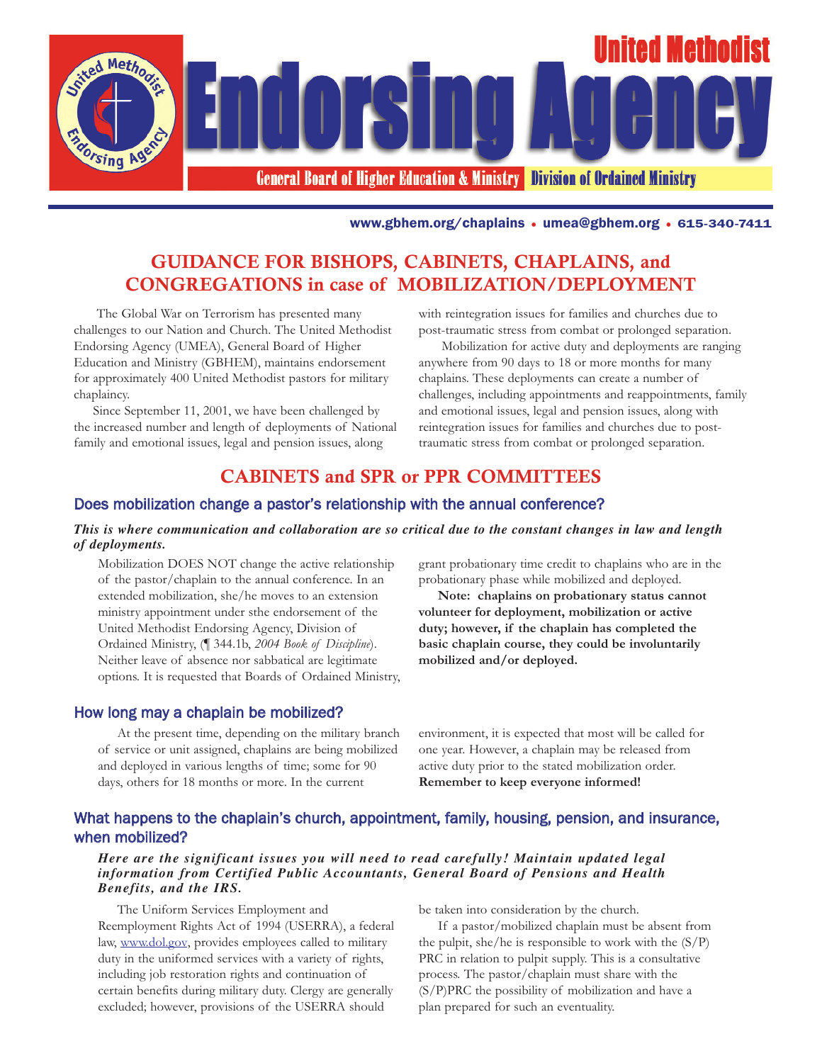# United Methodist Endorsing Agency

**General Board of Higher Education & Ministry | Division of Ordained Ministry**

www.gbhem.org/chaplains • umea@gbhem.org • 615-340-7411

## GUIDANCE FOR BISHOPS, CABINETS, CHAPLAINS, and CONGREGATIONS in case of MOBILIZATION/DEPLOYMENT

The Global War on Terrorism has presented many challenges to our Nation and Church. The United Methodist Endorsing Agency (UMEA), General Board of Higher Education and Ministry (GBHEM), maintains endorsement for approximately 400 United Methodist pastors for military chaplaincy.

Since September 11, 2001, we have been challenged by the increased number and length of deployments of National family and emotional issues, legal and pension issues, along with reintegration issues for families and churches due to post-traumatic stress from combat or prolonged separation.

Mobilization for active duty and deployments are ranging anywhere from 90 days to 18 or more months for many chaplains. These deployments can create a number of challenges, including appointments and reappointments, family and emotional issues, legal and pension issues, along with reintegration issues for families and churches due to post-traumatic stress from combat or prolonged separation.

## CABINETS and SPR or PPR COMMITTEES

### Does mobilization change a pastor's relationship with the annual conference?

***This is where communication and collaboration are so critical due to the constant changes in law and length of deployments.***

Mobilization DOES NOT change the active relationship of the pastor/chaplain to the annual conference. In an extended mobilization, she/he moves to an extension ministry appointment under sthe endorsement of the United Methodist Endorsing Agency, Division of Ordained Ministry, (¶ 344.1b, *2004 Book of Discipline*). Neither leave of absence nor sabbatical are legitimate options. It is requested that Boards of Ordained Ministry, grant probationary time credit to chaplains who are in the probationary phase while mobilized and deployed.

**Note: chaplains on probationary status cannot volunteer for deployment, mobilization or active duty; however, if the chaplain has completed the basic chaplain course, they could be involuntarily mobilized and/or deployed.**

### How long may a chaplain be mobilized?

At the present time, depending on the military branch of service or unit assigned, chaplains are being mobilized and deployed in various lengths of time; some for 90 days, others for 18 months or more. In the current environment, it is expected that most will be called for one year. However, a chaplain may be released from active duty prior to the stated mobilization order. **Remember to keep everyone informed!**

### What happens to the chaplain's church, appointment, family, housing, pension, and insurance, when mobilized?

***Here are the significant issues you will need to read carefully! Maintain updated legal information from Certified Public Accountants, General Board of Pensions and Health Benefits, and the IRS.***

The Uniform Services Employment and Reemployment Rights Act of 1994 (USERRA), a federal law, www.dol.gov, provides employees called to military duty in the uniformed services with a variety of rights, including job restoration rights and continuation of certain benefits during military duty. Clergy are generally excluded; however, provisions of the USERRA should be taken into consideration by the church.

If a pastor/mobilized chaplain must be absent from the pulpit, she/he is responsible to work with the (S/P) PRC in relation to pulpit supply. This is a consultative process. The pastor/chaplain must share with the (S/P)PRC the possibility of mobilization and have a plan prepared for such an eventuality.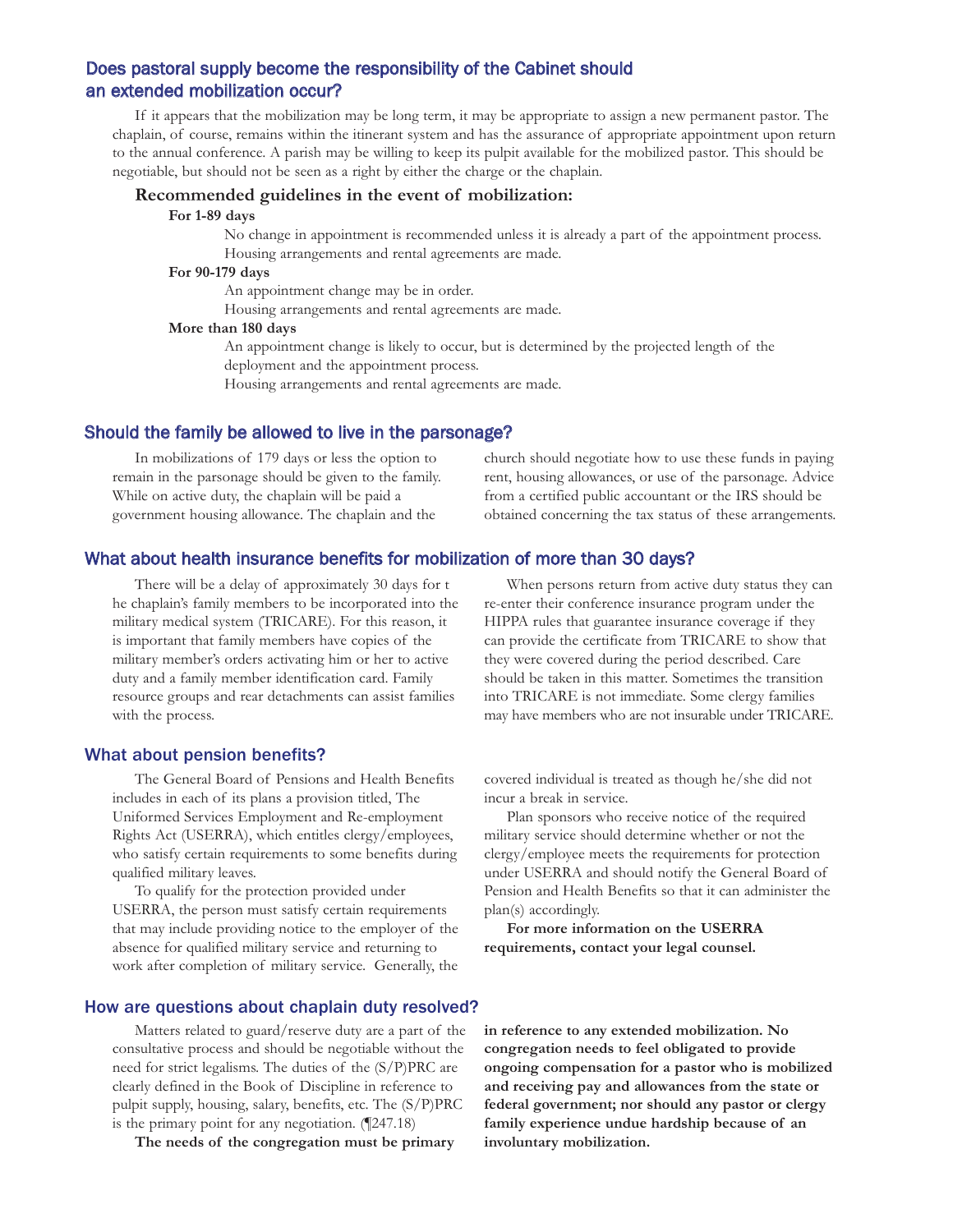## Does pastoral supply become the responsibility of the Cabinet should an extended mobilization occur?

If it appears that the mobilization may be long term, it may be appropriate to assign a new permanent pastor. The chaplain, of course, remains within the itinerant system and has the assurance of appropriate appointment upon return to the annual conference. A parish may be willing to keep its pulpit available for the mobilized pastor. This should be negotiable, but should not be seen as a right by either the charge or the chaplain.

### Recommended guidelines in the event of mobilization:

**For 1-89 days**

No change in appointment is recommended unless it is already a part of the appointment process.
Housing arrangements and rental agreements are made.

**For 90-179 days**

An appointment change may be in order.
Housing arrangements and rental agreements are made.

**More than 180 days**

An appointment change is likely to occur, but is determined by the projected length of the deployment and the appointment process.
Housing arrangements and rental agreements are made.

## Should the family be allowed to live in the parsonage?

In mobilizations of 179 days or less the option to remain in the parsonage should be given to the family. While on active duty, the chaplain will be paid a government housing allowance. The chaplain and the church should negotiate how to use these funds in paying rent, housing allowances, or use of the parsonage. Advice from a certified public accountant or the IRS should be obtained concerning the tax status of these arrangements.

## What about health insurance benefits for mobilization of more than 30 days?

There will be a delay of approximately 30 days for t he chaplain's family members to be incorporated into the military medical system (TRICARE). For this reason, it is important that family members have copies of the military member's orders activating him or her to active duty and a family member identification card. Family resource groups and rear detachments can assist families with the process.

When persons return from active duty status they can re-enter their conference insurance program under the HIPPA rules that guarantee insurance coverage if they can provide the certificate from TRICARE to show that they were covered during the period described. Care should be taken in this matter. Sometimes the transition into TRICARE is not immediate. Some clergy families may have members who are not insurable under TRICARE.

## What about pension benefits?

The General Board of Pensions and Health Benefits includes in each of its plans a provision titled, The Uniformed Services Employment and Re-employment Rights Act (USERRA), which entitles clergy/employees, who satisfy certain requirements to some benefits during qualified military leaves.

To qualify for the protection provided under USERRA, the person must satisfy certain requirements that may include providing notice to the employer of the absence for qualified military service and returning to work after completion of military service. Generally, the covered individual is treated as though he/she did not incur a break in service.

Plan sponsors who receive notice of the required military service should determine whether or not the clergy/employee meets the requirements for protection under USERRA and should notify the General Board of Pension and Health Benefits so that it can administer the plan(s) accordingly.

**For more information on the USERRA requirements, contact your legal counsel.**

## How are questions about chaplain duty resolved?

Matters related to guard/reserve duty are a part of the consultative process and should be negotiable without the need for strict legalisms. The duties of the (S/P)PRC are clearly defined in the Book of Discipline in reference to pulpit supply, housing, salary, benefits, etc. The (S/P)PRC is the primary point for any negotiation. (¶247.18)

**The needs of the congregation must be primary in reference to any extended mobilization. No congregation needs to feel obligated to provide ongoing compensation for a pastor who is mobilized and receiving pay and allowances from the state or federal government; nor should any pastor or clergy family experience undue hardship because of an involuntary mobilization.**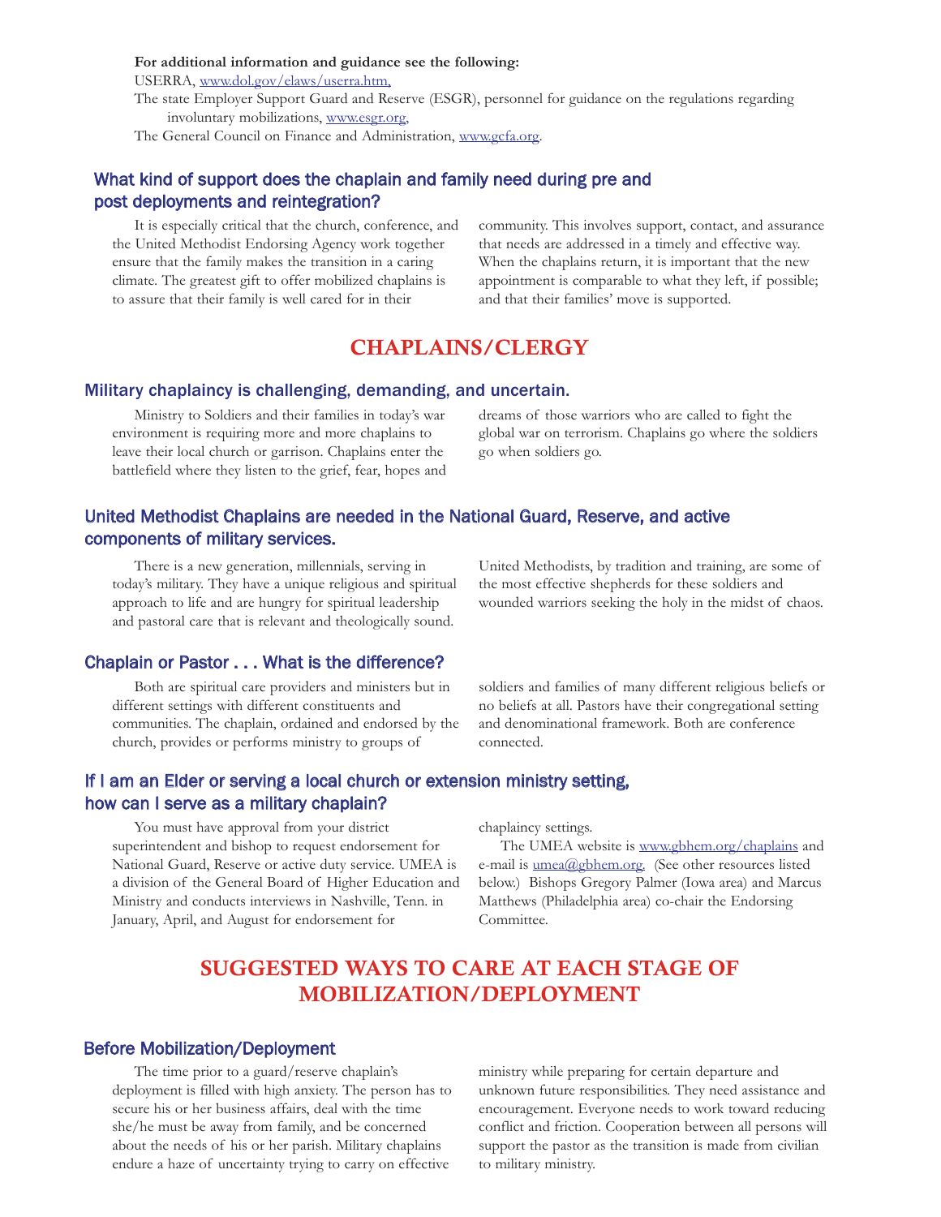**For additional information and guidance see the following:**

USERRA, www.dol.gov/elaws/userra.htm,

The state Employer Support Guard and Reserve (ESGR), personnel for guidance on the regulations regarding involuntary mobilizations, www.esgr.org,

The General Council on Finance and Administration, www.gcfa.org.

### What kind of support does the chaplain and family need during pre and post deployments and reintegration?

It is especially critical that the church, conference, and the United Methodist Endorsing Agency work together ensure that the family makes the transition in a caring climate. The greatest gift to offer mobilized chaplains is to assure that their family is well cared for in their community. This involves support, contact, and assurance that needs are addressed in a timely and effective way. When the chaplains return, it is important that the new appointment is comparable to what they left, if possible; and that their families' move is supported.

## CHAPLAINS/CLERGY

### Military chaplaincy is challenging, demanding, and uncertain.

Ministry to Soldiers and their families in today's war environment is requiring more and more chaplains to leave their local church or garrison. Chaplains enter the battlefield where they listen to the grief, fear, hopes and dreams of those warriors who are called to fight the global war on terrorism. Chaplains go where the soldiers go when soldiers go.

### United Methodist Chaplains are needed in the National Guard, Reserve, and active components of military services.

There is a new generation, millennials, serving in today's military. They have a unique religious and spiritual approach to life and are hungry for spiritual leadership and pastoral care that is relevant and theologically sound. United Methodists, by tradition and training, are some of the most effective shepherds for these soldiers and wounded warriors seeking the holy in the midst of chaos.

### Chaplain or Pastor . . . What is the difference?

Both are spiritual care providers and ministers but in different settings with different constituents and communities. The chaplain, ordained and endorsed by the church, provides or performs ministry to groups of soldiers and families of many different religious beliefs or no beliefs at all. Pastors have their congregational setting and denominational framework. Both are conference connected.

### If I am an Elder or serving a local church or extension ministry setting, how can I serve as a military chaplain?

You must have approval from your district superintendent and bishop to request endorsement for National Guard, Reserve or active duty service. UMEA is a division of the General Board of Higher Education and Ministry and conducts interviews in Nashville, Tenn. in January, April, and August for endorsement for chaplaincy settings.

The UMEA website is www.gbhem.org/chaplains and e-mail is umea@gbhem.org. (See other resources listed below.) Bishops Gregory Palmer (Iowa area) and Marcus Matthews (Philadelphia area) co-chair the Endorsing Committee.

## SUGGESTED WAYS TO CARE AT EACH STAGE OF MOBILIZATION/DEPLOYMENT

### Before Mobilization/Deployment

The time prior to a guard/reserve chaplain's deployment is filled with high anxiety. The person has to secure his or her business affairs, deal with the time she/he must be away from family, and be concerned about the needs of his or her parish. Military chaplains endure a haze of uncertainty trying to carry on effective ministry while preparing for certain departure and unknown future responsibilities. They need assistance and encouragement. Everyone needs to work toward reducing conflict and friction. Cooperation between all persons will support the pastor as the transition is made from civilian to military ministry.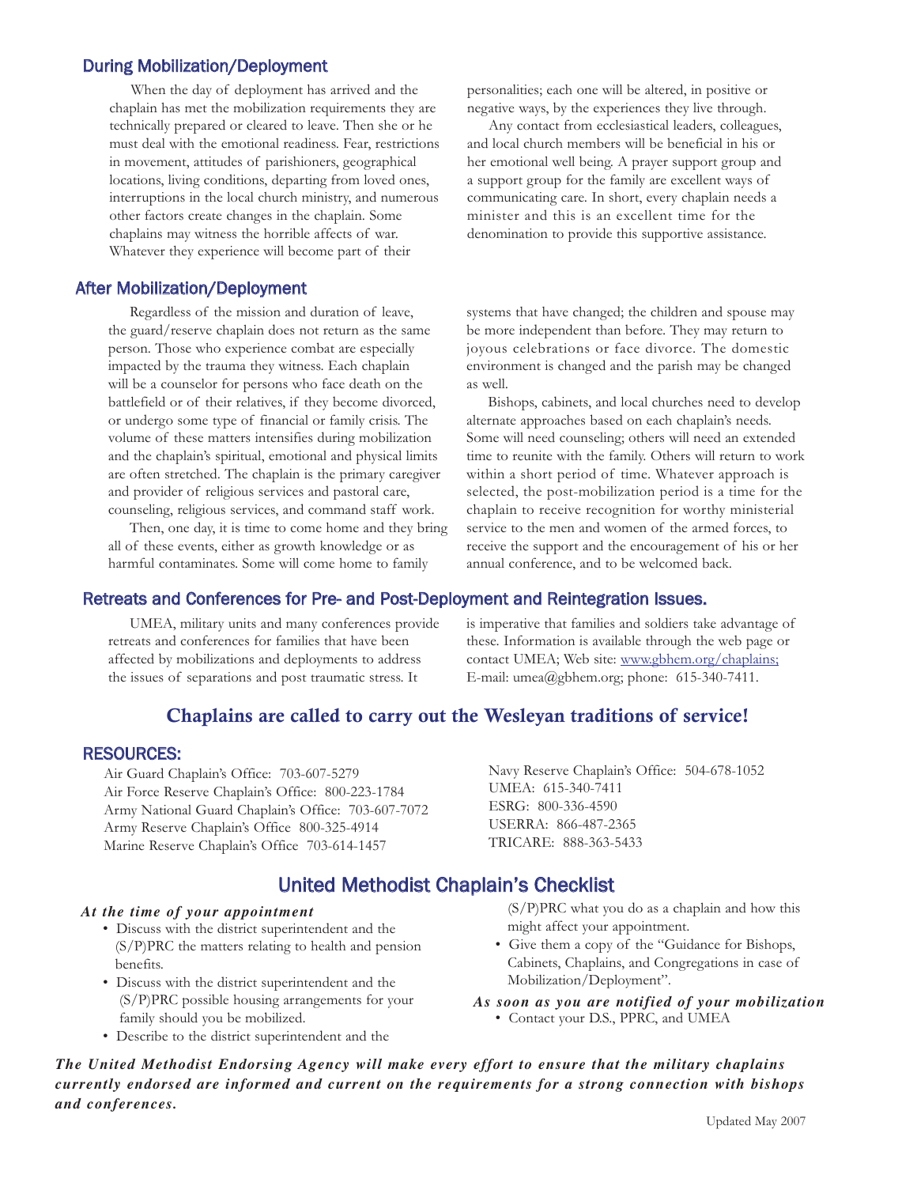## During Mobilization/Deployment

When the day of deployment has arrived and the chaplain has met the mobilization requirements they are technically prepared or cleared to leave. Then she or he must deal with the emotional readiness. Fear, restrictions in movement, attitudes of parishioners, geographical locations, living conditions, departing from loved ones, interruptions in the local church ministry, and numerous other factors create changes in the chaplain. Some chaplains may witness the horrible affects of war. Whatever they experience will become part of their personalities; each one will be altered, in positive or negative ways, by the experiences they live through.

Any contact from ecclesiastical leaders, colleagues, and local church members will be beneficial in his or her emotional well being. A prayer support group and a support group for the family are excellent ways of communicating care. In short, every chaplain needs a minister and this is an excellent time for the denomination to provide this supportive assistance.

## After Mobilization/Deployment

Regardless of the mission and duration of leave, the guard/reserve chaplain does not return as the same person. Those who experience combat are especially impacted by the trauma they witness. Each chaplain will be a counselor for persons who face death on the battlefield or of their relatives, if they become divorced, or undergo some type of financial or family crisis. The volume of these matters intensifies during mobilization and the chaplain's spiritual, emotional and physical limits are often stretched. The chaplain is the primary caregiver and provider of religious services and pastoral care, counseling, religious services, and command staff work.

Then, one day, it is time to come home and they bring all of these events, either as growth knowledge or as harmful contaminates. Some will come home to family systems that have changed; the children and spouse may be more independent than before. They may return to joyous celebrations or face divorce. The domestic environment is changed and the parish may be changed as well.

Bishops, cabinets, and local churches need to develop alternate approaches based on each chaplain's needs. Some will need counseling; others will need an extended time to reunite with the family. Others will return to work within a short period of time. Whatever approach is selected, the post-mobilization period is a time for the chaplain to receive recognition for worthy ministerial service to the men and women of the armed forces, to receive the support and the encouragement of his or her annual conference, and to be welcomed back.

## Retreats and Conferences for Pre- and Post-Deployment and Reintegration Issues.

UMEA, military units and many conferences provide retreats and conferences for families that have been affected by mobilizations and deployments to address the issues of separations and post traumatic stress. It is imperative that families and soldiers take advantage of these. Information is available through the web page or contact UMEA; Web site: www.gbhem.org/chaplains; E-mail: umea@gbhem.org; phone: 615-340-7411.

## Chaplains are called to carry out the Wesleyan traditions of service!

## RESOURCES:

Air Guard Chaplain's Office: 703-607-5279
Air Force Reserve Chaplain's Office: 800-223-1784
Army National Guard Chaplain's Office: 703-607-7072
Army Reserve Chaplain's Office 800-325-4914
Marine Reserve Chaplain's Office 703-614-1457
Navy Reserve Chaplain's Office: 504-678-1052
UMEA: 615-340-7411
ESRG: 800-336-4590
USERRA: 866-487-2365
TRICARE: 888-363-5433

## United Methodist Chaplain's Checklist

***At the time of your appointment***

- Discuss with the district superintendent and the (S/P)PRC the matters relating to health and pension benefits.
- Discuss with the district superintendent and the (S/P)PRC possible housing arrangements for your family should you be mobilized.
- Describe to the district superintendent and the (S/P)PRC what you do as a chaplain and how this might affect your appointment.
- Give them a copy of the "Guidance for Bishops, Cabinets, Chaplains, and Congregations in case of Mobilization/Deployment".

***As soon as you are notified of your mobilization***

- Contact your D.S., PPRC, and UMEA

***The United Methodist Endorsing Agency will make every effort to ensure that the military chaplains currently endorsed are informed and current on the requirements for a strong connection with bishops and conferences.***

Updated May 2007